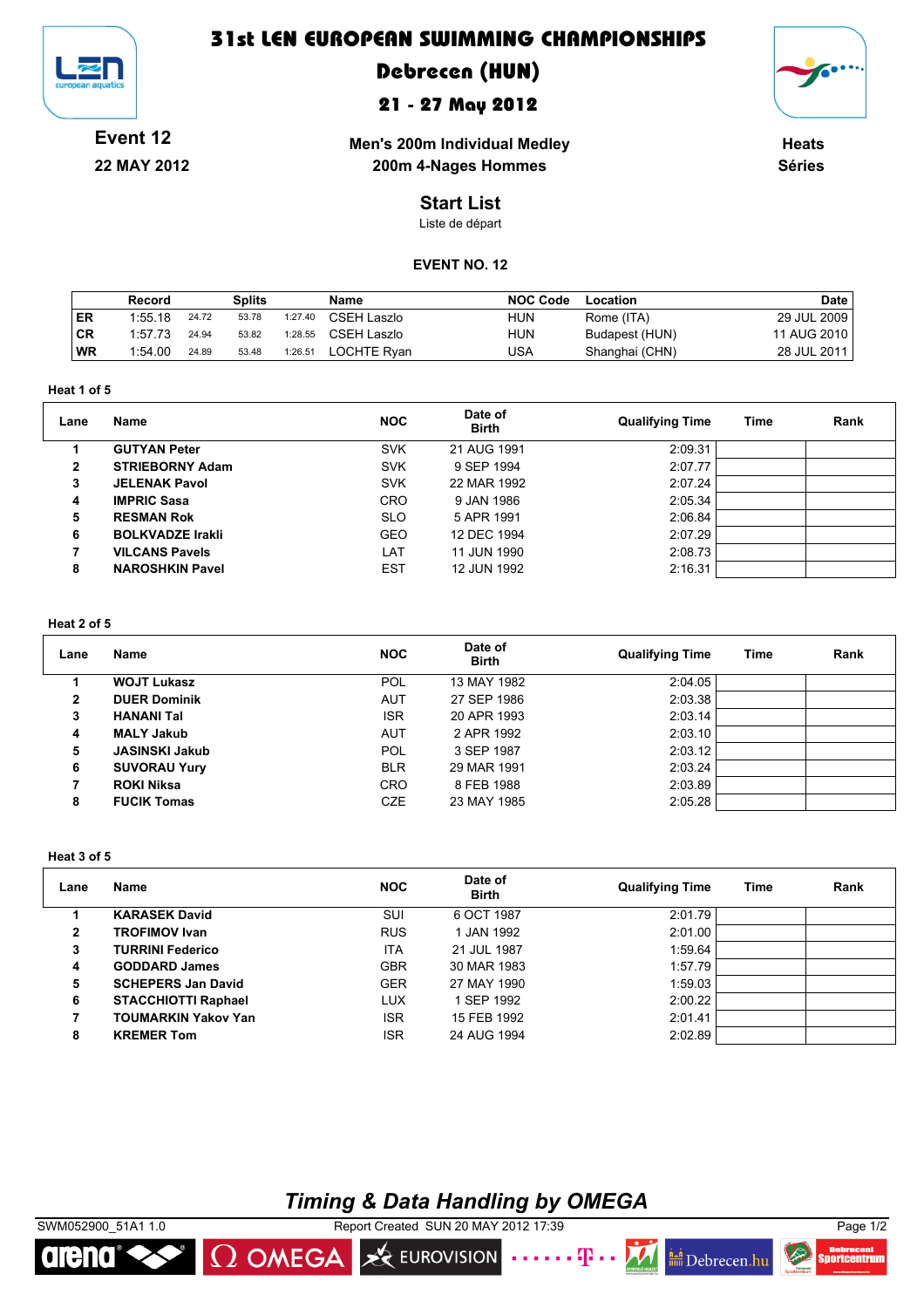# 31st LEN EUROPEAN SWIMMING CHAMPIONSHIPS

## Debrecen (HUN)

## 21 - 27 May 2012

**Event 12**

**22 MAY 2012**

**Men's 200m Individual Medley**

**200m 4-Nages Hommes**

**Heats**

**Séries**

## Start List

Liste de départ

**EVENT NO. 12**

| | Record | Splits | | | Name | NOC Code | Location | Date |
|---|---|---|---|---|---|---|---|---|
| ER | 1:55.18 | 24.72 | 53.78 | 1:27.40 | CSEH Laszlo | HUN | Rome (ITA) | 29 JUL 2009 |
| CR | 1:57.73 | 24.94 | 53.82 | 1:28.55 | CSEH Laszlo | HUN | Budapest (HUN) | 11 AUG 2010 |
| WR | 1:54.00 | 24.89 | 53.48 | 1:26.51 | LOCHTE Ryan | USA | Shanghai (CHN) | 28 JUL 2011 |

**Heat 1 of 5**

| Lane | Name | NOC | Date of Birth | Qualifying Time | Time | Rank |
|---|---|---|---|---|---|---|
| 1 | **GUTYAN Peter** | SVK | 21 AUG 1991 | 2:09.31 | | |
| 2 | **STRIEBORNY Adam** | SVK | 9 SEP 1994 | 2:07.77 | | |
| 3 | **JELENAK Pavol** | SVK | 22 MAR 1992 | 2:07.24 | | |
| 4 | **IMPRIC Sasa** | CRO | 9 JAN 1986 | 2:05.34 | | |
| 5 | **RESMAN Rok** | SLO | 5 APR 1991 | 2:06.84 | | |
| 6 | **BOLKVADZE Irakli** | GEO | 12 DEC 1994 | 2:07.29 | | |
| 7 | **VILCANS Pavels** | LAT | 11 JUN 1990 | 2:08.73 | | |
| 8 | **NAROSHKIN Pavel** | EST | 12 JUN 1992 | 2:16.31 | | |

**Heat 2 of 5**

| Lane | Name | NOC | Date of Birth | Qualifying Time | Time | Rank |
|---|---|---|---|---|---|---|
| 1 | **WOJT Lukasz** | POL | 13 MAY 1982 | 2:04.05 | | |
| 2 | **DUER Dominik** | AUT | 27 SEP 1986 | 2:03.38 | | |
| 3 | **HANANI Tal** | ISR | 20 APR 1993 | 2:03.14 | | |
| 4 | **MALY Jakub** | AUT | 2 APR 1992 | 2:03.10 | | |
| 5 | **JASINSKI Jakub** | POL | 3 SEP 1987 | 2:03.12 | | |
| 6 | **SUVORAU Yury** | BLR | 29 MAR 1991 | 2:03.24 | | |
| 7 | **ROKI Niksa** | CRO | 8 FEB 1988 | 2:03.89 | | |
| 8 | **FUCIK Tomas** | CZE | 23 MAY 1985 | 2:05.28 | | |

**Heat 3 of 5**

| Lane | Name | NOC | Date of Birth | Qualifying Time | Time | Rank |
|---|---|---|---|---|---|---|
| 1 | **KARASEK David** | SUI | 6 OCT 1987 | 2:01.79 | | |
| 2 | **TROFIMOV Ivan** | RUS | 1 JAN 1992 | 2:01.00 | | |
| 3 | **TURRINI Federico** | ITA | 21 JUL 1987 | 1:59.64 | | |
| 4 | **GODDARD James** | GBR | 30 MAR 1983 | 1:57.79 | | |
| 5 | **SCHEPERS Jan David** | GER | 27 MAY 1990 | 1:59.03 | | |
| 6 | **STACCHIOTTI Raphael** | LUX | 1 SEP 1992 | 2:00.22 | | |
| 7 | **TOUMARKIN Yakov Yan** | ISR | 15 FEB 1992 | 2:01.41 | | |
| 8 | **KREMER Tom** | ISR | 24 AUG 1994 | 2:02.89 | | |

*Timing & Data Handling by OMEGA*

SWM052900_51A1 1.0 Report Created SUN 20 MAY 2012 17:39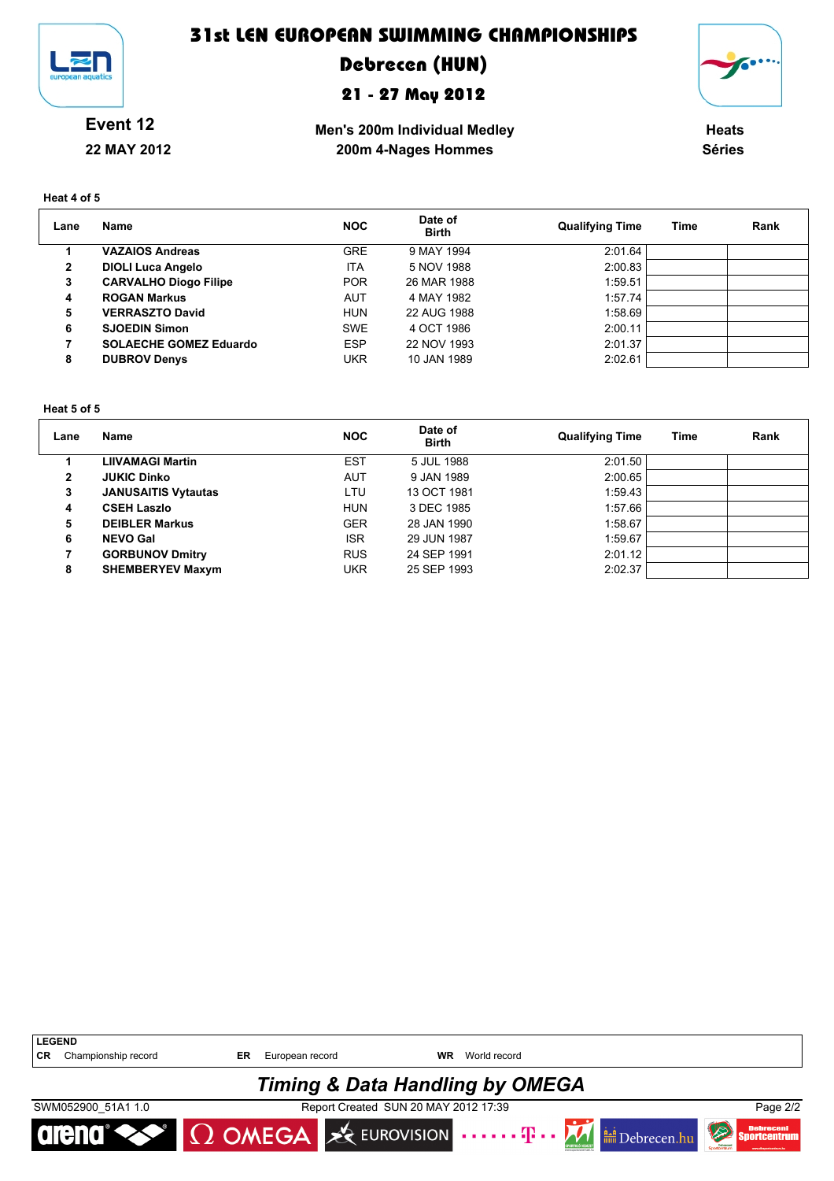# 31st LEN EUROPEAN SWIMMING CHAMPIONSHIPS

## Debrecen (HUN)

### 21 - 27 May 2012

**Event 12**

**22 MAY 2012**

**Men's 200m Individual Medley**

**200m 4-Nages Hommes**

**Heats**

**Séries**

**Heat 4 of 5**

| Lane | Name | NOC | Date of Birth | Qualifying Time | Time | Rank |
|---|---|---|---|---|---|---|
| 1 | **VAZAIOS Andreas** | GRE | 9 MAY 1994 | 2:01.64 | | |
| 2 | **DIOLI Luca Angelo** | ITA | 5 NOV 1988 | 2:00.83 | | |
| 3 | **CARVALHO Diogo Filipe** | POR | 26 MAR 1988 | 1:59.51 | | |
| 4 | **ROGAN Markus** | AUT | 4 MAY 1982 | 1:57.74 | | |
| 5 | **VERRASZTO David** | HUN | 22 AUG 1988 | 1:58.69 | | |
| 6 | **SJOEDIN Simon** | SWE | 4 OCT 1986 | 2:00.11 | | |
| 7 | **SOLAECHE GOMEZ Eduardo** | ESP | 22 NOV 1993 | 2:01.37 | | |
| 8 | **DUBROV Denys** | UKR | 10 JAN 1989 | 2:02.61 | | |

**Heat 5 of 5**

| Lane | Name | NOC | Date of Birth | Qualifying Time | Time | Rank |
|---|---|---|---|---|---|---|
| 1 | **LIIVAMAGI Martin** | EST | 5 JUL 1988 | 2:01.50 | | |
| 2 | **JUKIC Dinko** | AUT | 9 JAN 1989 | 2:00.65 | | |
| 3 | **JANUSAITIS Vytautas** | LTU | 13 OCT 1981 | 1:59.43 | | |
| 4 | **CSEH Laszlo** | HUN | 3 DEC 1985 | 1:57.66 | | |
| 5 | **DEIBLER Markus** | GER | 28 JAN 1990 | 1:58.67 | | |
| 6 | **NEVO Gal** | ISR | 29 JUN 1987 | 1:59.67 | | |
| 7 | **GORBUNOV Dmitry** | RUS | 24 SEP 1991 | 2:01.12 | | |
| 8 | **SHEMBERYEV Maxym** | UKR | 25 SEP 1993 | 2:02.37 | | |

**LEGEND**

**CR** Championship record **ER** European record **WR** World record

*Timing & Data Handling by OMEGA*

SWM052900_51A1 1.0 Report Created SUN 20 MAY 2012 17:39